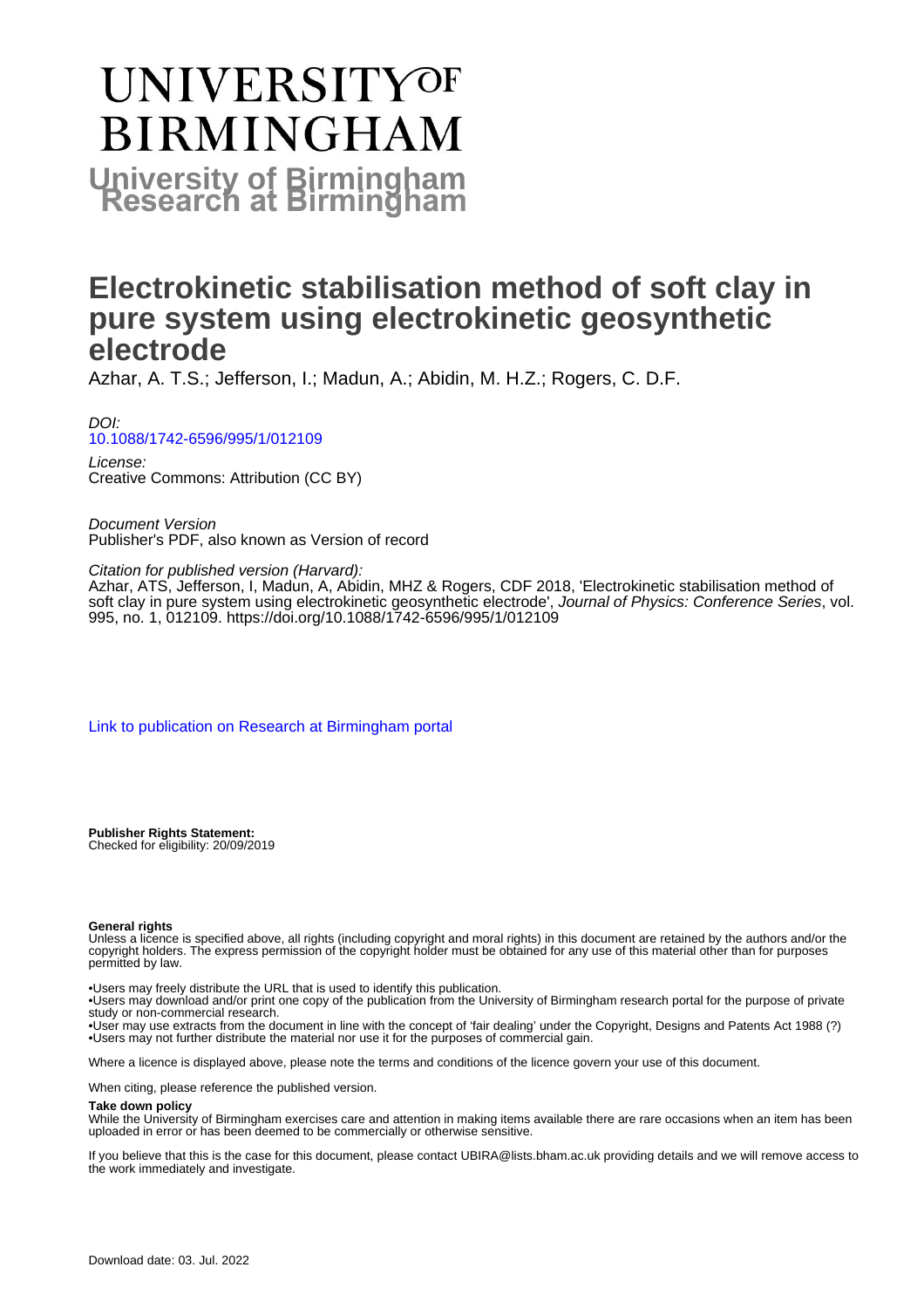# UNIVERSITY OF BIRMINGHAM

**University of Birmingham Research at Birmingham**

# Electrokinetic stabilisation method of soft clay in pure system using electrokinetic geosynthetic electrode

Azhar, A. T.S.; Jefferson, I.; Madun, A.; Abidin, M. H.Z.; Rogers, C. D.F.

*DOI:*
10.1088/1742-6596/995/1/012109

*License:*
Creative Commons: Attribution (CC BY)

*Document Version*
Publisher's PDF, also known as Version of record

*Citation for published version (Harvard):*
Azhar, ATS, Jefferson, I, Madun, A, Abidin, MHZ & Rogers, CDF 2018, 'Electrokinetic stabilisation method of soft clay in pure system using electrokinetic geosynthetic electrode', *Journal of Physics: Conference Series*, vol. 995, no. 1, 012109. https://doi.org/10.1088/1742-6596/995/1/012109

Link to publication on Research at Birmingham portal

**Publisher Rights Statement:**
Checked for eligibility: 20/09/2019

**General rights**
Unless a licence is specified above, all rights (including copyright and moral rights) in this document are retained by the authors and/or the copyright holders. The express permission of the copyright holder must be obtained for any use of this material other than for purposes permitted by law.

•Users may freely distribute the URL that is used to identify this publication.
•Users may download and/or print one copy of the publication from the University of Birmingham research portal for the purpose of private study or non-commercial research.
•User may use extracts from the document in line with the concept of 'fair dealing' under the Copyright, Designs and Patents Act 1988 (?)
•Users may not further distribute the material nor use it for the purposes of commercial gain.

Where a licence is displayed above, please note the terms and conditions of the licence govern your use of this document.

When citing, please reference the published version.

**Take down policy**
While the University of Birmingham exercises care and attention in making items available there are rare occasions when an item has been uploaded in error or has been deemed to be commercially or otherwise sensitive.

If you believe that this is the case for this document, please contact UBIRA@lists.bham.ac.uk providing details and we will remove access to the work immediately and investigate.

Download date: 03. Jul. 2022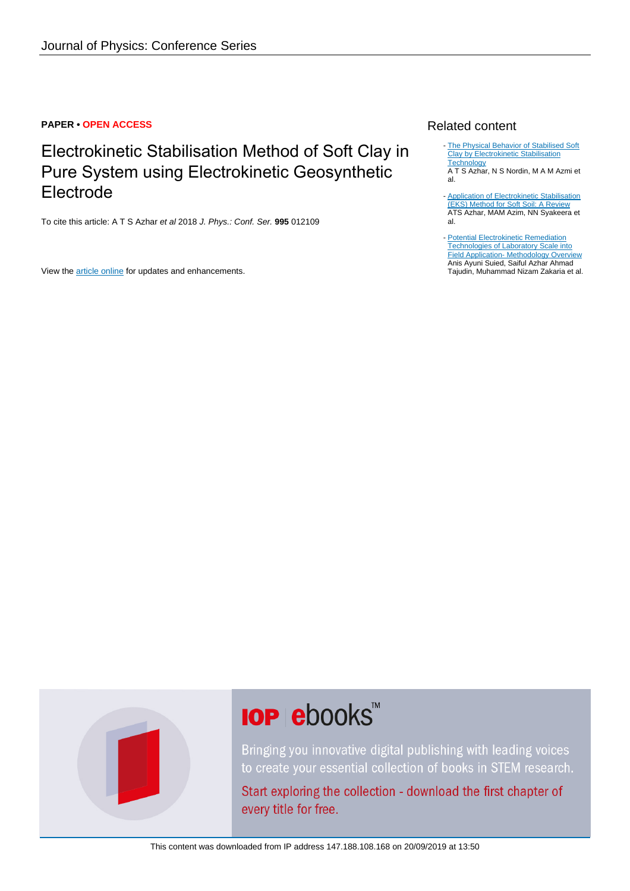**PAPER • OPEN ACCESS**

# Electrokinetic Stabilisation Method of Soft Clay in Pure System using Electrokinetic Geosynthetic Electrode

To cite this article: A T S Azhar *et al* 2018 *J. Phys.: Conf. Ser.* **995** 012109

View the article online for updates and enhancements.

## Related content

- The Physical Behavior of Stabilised Soft Clay by Electrokinetic Stabilisation Technology
  A T S Azhar, N S Nordin, M A M Azmi et al.

- Application of Electrokinetic Stabilisation (EKS) Method for Soft Soil: A Review
  ATS Azhar, MAM Azim, NN Syakeera et al.

- Potential Electrokinetic Remediation Technologies of Laboratory Scale into Field Application- Methodology Overview
  Anis Ayuni Suied, Saiful Azhar Ahmad Tajudin, Muhammad Nizam Zakaria et al.

IOP ebooks™

Bringing you innovative digital publishing with leading voices to create your essential collection of books in STEM research.

Start exploring the collection - download the first chapter of every title for free.

This content was downloaded from IP address 147.188.108.168 on 20/09/2019 at 13:50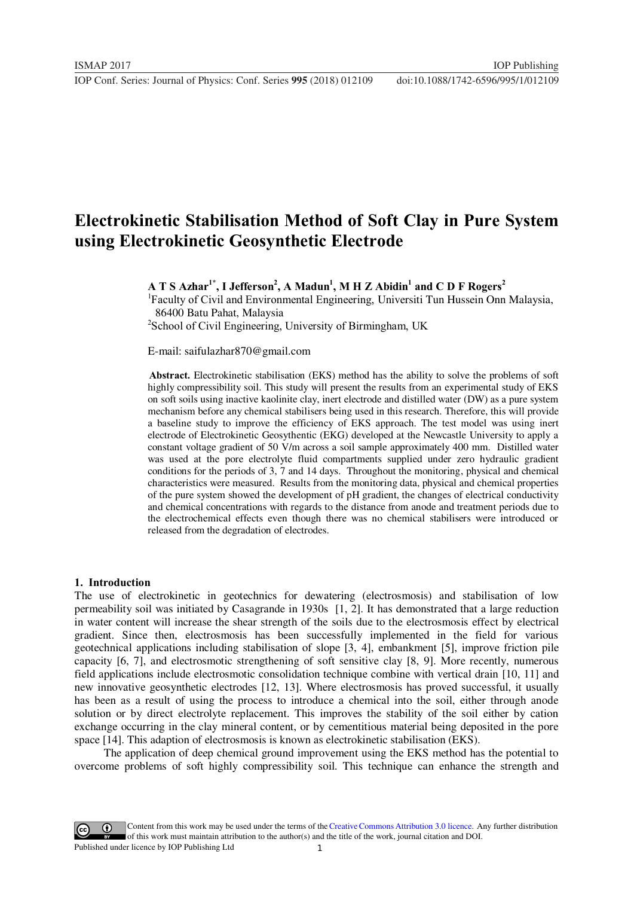# Electrokinetic Stabilisation Method of Soft Clay in Pure System using Electrokinetic Geosynthetic Electrode

**A T S Azhar[1*], I Jefferson[2], A Madun[1], M H Z Abidin[1] and C D F Rogers[2]**

[1]Faculty of Civil and Environmental Engineering, Universiti Tun Hussein Onn Malaysia, 86400 Batu Pahat, Malaysia

[2]School of Civil Engineering, University of Birmingham, UK

E-mail: saifulazhar870@gmail.com

**Abstract.** Electrokinetic stabilisation (EKS) method has the ability to solve the problems of soft highly compressibility soil. This study will present the results from an experimental study of EKS on soft soils using inactive kaolinite clay, inert electrode and distilled water (DW) as a pure system mechanism before any chemical stabilisers being used in this research. Therefore, this will provide a baseline study to improve the efficiency of EKS approach. The test model was using inert electrode of Electrokinetic Geosythentic (EKG) developed at the Newcastle University to apply a constant voltage gradient of 50 V/m across a soil sample approximately 400 mm. Distilled water was used at the pore electrolyte fluid compartments supplied under zero hydraulic gradient conditions for the periods of 3, 7 and 14 days. Throughout the monitoring, physical and chemical characteristics were measured. Results from the monitoring data, physical and chemical properties of the pure system showed the development of pH gradient, the changes of electrical conductivity and chemical concentrations with regards to the distance from anode and treatment periods due to the electrochemical effects even though there was no chemical stabilisers were introduced or released from the degradation of electrodes.

## 1. Introduction

The use of electrokinetic in geotechnics for dewatering (electrosmosis) and stabilisation of low permeability soil was initiated by Casagrande in 1930s [1, 2]. It has demonstrated that a large reduction in water content will increase the shear strength of the soils due to the electrosmosis effect by electrical gradient. Since then, electrosmosis has been successfully implemented in the field for various geotechnical applications including stabilisation of slope [3, 4], embankment [5], improve friction pile capacity [6, 7], and electrosmotic strengthening of soft sensitive clay [8, 9]. More recently, numerous field applications include electrosmosis consolidation technique combine with vertical drain [10, 11] and new innovative geosynthetic electrodes [12, 13]. Where electrosmosis has proved successful, it usually has been as a result of using the process to introduce a chemical into the soil, either through anode solution or by direct electrolyte replacement. This improves the stability of the soil either by cation exchange occurring in the clay mineral content, or by cementitious material being deposited in the pore space [14]. This adaption of electrosmosis is known as electrokinetic stabilisation (EKS).

The application of deep chemical ground improvement using the EKS method has the potential to overcome problems of soft highly compressibility soil. This technique can enhance the strength and

Content from this work may be used under the terms of the Creative Commons Attribution 3.0 licence. Any further distribution of this work must maintain attribution to the author(s) and the title of the work, journal citation and DOI.
Published under licence by IOP Publishing Ltd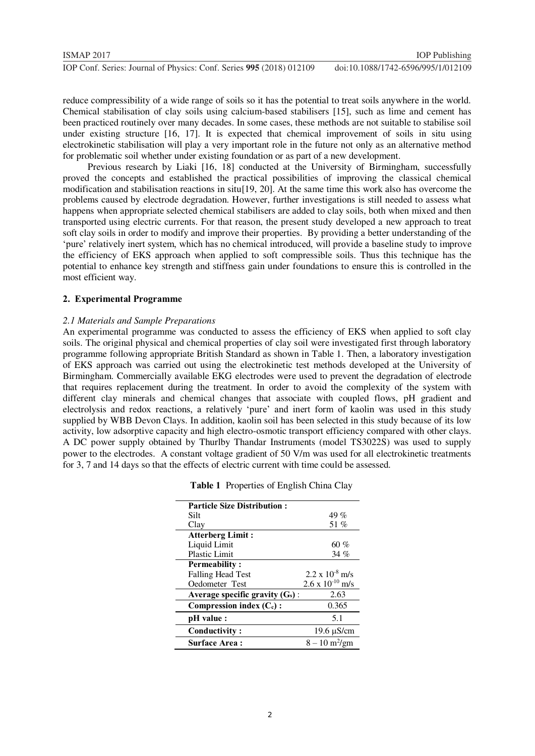reduce compressibility of a wide range of soils so it has the potential to treat soils anywhere in the world. Chemical stabilisation of clay soils using calcium-based stabilisers [15], such as lime and cement has been practiced routinely over many decades. In some cases, these methods are not suitable to stabilise soil under existing structure [16, 17]. It is expected that chemical improvement of soils in situ using electrokinetic stabilisation will play a very important role in the future not only as an alternative method for problematic soil whether under existing foundation or as part of a new development.

Previous research by Liaki [16, 18] conducted at the University of Birmingham, successfully proved the concepts and established the practical possibilities of improving the classical chemical modification and stabilisation reactions in situ[19, 20]. At the same time this work also has overcome the problems caused by electrode degradation. However, further investigations is still needed to assess what happens when appropriate selected chemical stabilisers are added to clay soils, both when mixed and then transported using electric currents. For that reason, the present study developed a new approach to treat soft clay soils in order to modify and improve their properties. By providing a better understanding of the 'pure' relatively inert system, which has no chemical introduced, will provide a baseline study to improve the efficiency of EKS approach when applied to soft compressible soils. Thus this technique has the potential to enhance key strength and stiffness gain under foundations to ensure this is controlled in the most efficient way.

## 2. Experimental Programme

### *2.1 Materials and Sample Preparations*

An experimental programme was conducted to assess the efficiency of EKS when applied to soft clay soils. The original physical and chemical properties of clay soil were investigated first through laboratory programme following appropriate British Standard as shown in Table 1. Then, a laboratory investigation of EKS approach was carried out using the electrokinetic test methods developed at the University of Birmingham. Commercially available EKG electrodes were used to prevent the degradation of electrode that requires replacement during the treatment. In order to avoid the complexity of the system with different clay minerals and chemical changes that associate with coupled flows, pH gradient and electrolysis and redox reactions, a relatively 'pure' and inert form of kaolin was used in this study supplied by WBB Devon Clays. In addition, kaolin soil has been selected in this study because of its low activity, low adsorptive capacity and high electro-osmotic transport efficiency compared with other clays. A DC power supply obtained by Thurlby Thandar Instruments (model TS3022S) was used to supply power to the electrodes. A constant voltage gradient of 50 V/m was used for all electrokinetic treatments for 3, 7 and 14 days so that the effects of electric current with time could be assessed.

**Table 1** Properties of English China Clay

| | |
|---|---|
| **Particle Size Distribution :** | |
| Silt | 49 % |
| Clay | 51 % |
| **Atterberg Limit :** | |
| Liquid Limit | 60 % |
| Plastic Limit | 34 % |
| **Permeability :** | |
| Falling Head Test | $2.2 \times 10^{-8}$ m/s |
| Oedometer Test | $2.6 \times 10^{-10}$ m/s |
| **Average specific gravity ($G_s$) :** | 2.63 |
| **Compression index ($C_c$) :** | 0.365 |
| **pH value :** | 5.1 |
| **Conductivity :** | 19.6 μS/cm |
| **Surface Area :** | $8 - 10$ m$^2$/gm |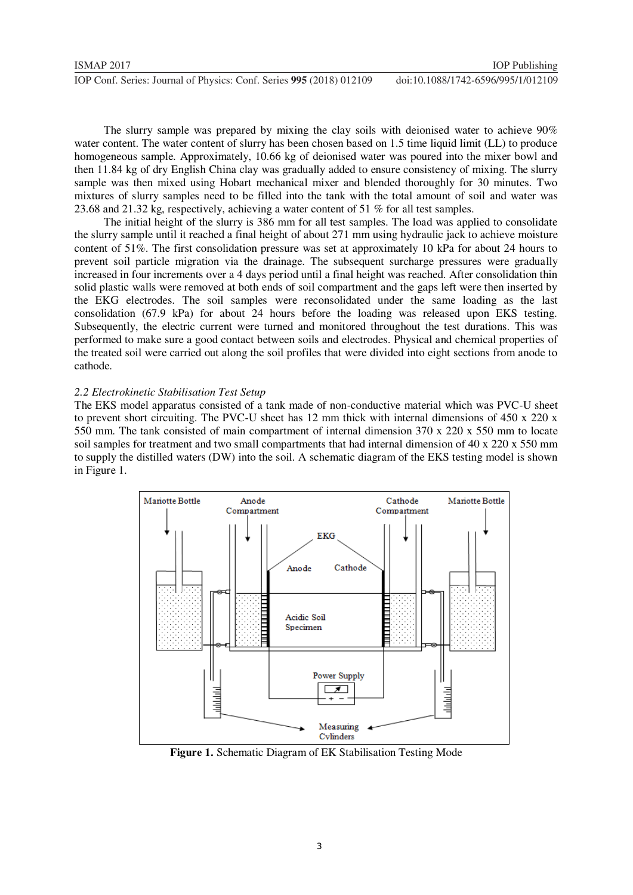The slurry sample was prepared by mixing the clay soils with deionised water to achieve 90% water content. The water content of slurry has been chosen based on 1.5 time liquid limit (LL) to produce homogeneous sample. Approximately, 10.66 kg of deionised water was poured into the mixer bowl and then 11.84 kg of dry English China clay was gradually added to ensure consistency of mixing. The slurry sample was then mixed using Hobart mechanical mixer and blended thoroughly for 30 minutes. Two mixtures of slurry samples need to be filled into the tank with the total amount of soil and water was 23.68 and 21.32 kg, respectively, achieving a water content of 51 % for all test samples.

The initial height of the slurry is 386 mm for all test samples. The load was applied to consolidate the slurry sample until it reached a final height of about 271 mm using hydraulic jack to achieve moisture content of 51%. The first consolidation pressure was set at approximately 10 kPa for about 24 hours to prevent soil particle migration via the drainage. The subsequent surcharge pressures were gradually increased in four increments over a 4 days period until a final height was reached. After consolidation thin solid plastic walls were removed at both ends of soil compartment and the gaps left were then inserted by the EKG electrodes. The soil samples were reconsolidated under the same loading as the last consolidation (67.9 kPa) for about 24 hours before the loading was released upon EKS testing. Subsequently, the electric current were turned and monitored throughout the test durations. This was performed to make sure a good contact between soils and electrodes. Physical and chemical properties of the treated soil were carried out along the soil profiles that were divided into eight sections from anode to cathode.

### *2.2 Electrokinetic Stabilisation Test Setup*

The EKS model apparatus consisted of a tank made of non-conductive material which was PVC-U sheet to prevent short circuiting. The PVC-U sheet has 12 mm thick with internal dimensions of 450 x 220 x 550 mm. The tank consisted of main compartment of internal dimension 370 x 220 x 550 mm to locate soil samples for treatment and two small compartments that had internal dimension of 40 x 220 x 550 mm to supply the distilled waters (DW) into the soil. A schematic diagram of the EKS testing model is shown in Figure 1.

**Figure 1.** Schematic Diagram of EK Stabilisation Testing Mode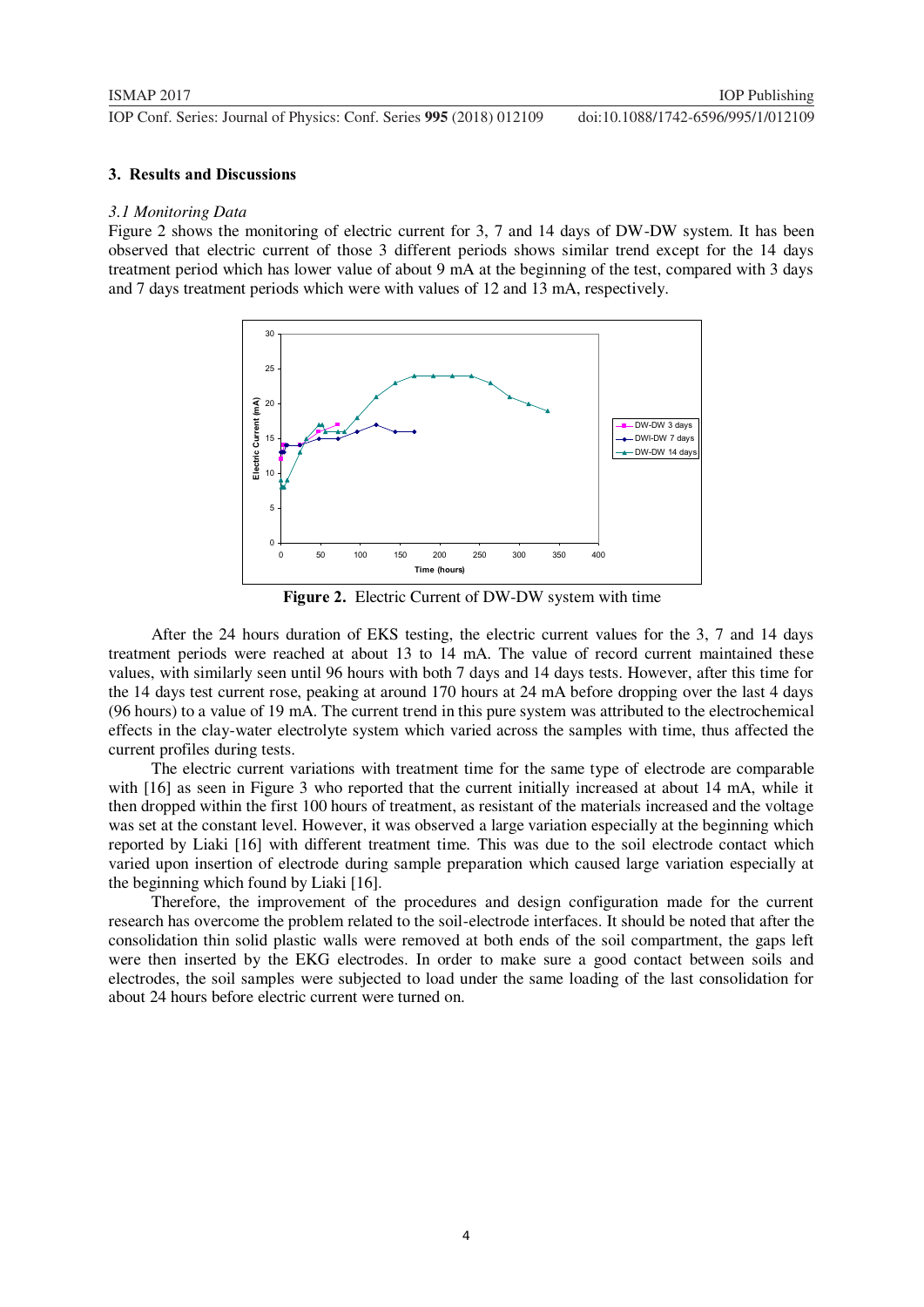## 3. Results and Discussions

### *3.1 Monitoring Data*

Figure 2 shows the monitoring of electric current for 3, 7 and 14 days of DW-DW system. It has been observed that electric current of those 3 different periods shows similar trend except for the 14 days treatment period which has lower value of about 9 mA at the beginning of the test, compared with 3 days and 7 days treatment periods which were with values of 12 and 13 mA, respectively.

**Figure 2.** Electric Current of DW-DW system with time

After the 24 hours duration of EKS testing, the electric current values for the 3, 7 and 14 days treatment periods were reached at about 13 to 14 mA. The value of record current maintained these values, with similarly seen until 96 hours with both 7 days and 14 days tests. However, after this time for the 14 days test current rose, peaking at around 170 hours at 24 mA before dropping over the last 4 days (96 hours) to a value of 19 mA. The current trend in this pure system was attributed to the electrochemical effects in the clay-water electrolyte system which varied across the samples with time, thus affected the current profiles during tests.

The electric current variations with treatment time for the same type of electrode are comparable with [16] as seen in Figure 3 who reported that the current initially increased at about 14 mA, while it then dropped within the first 100 hours of treatment, as resistant of the materials increased and the voltage was set at the constant level. However, it was observed a large variation especially at the beginning which reported by Liaki [16] with different treatment time. This was due to the soil electrode contact which varied upon insertion of electrode during sample preparation which caused large variation especially at the beginning which found by Liaki [16].

Therefore, the improvement of the procedures and design configuration made for the current research has overcome the problem related to the soil-electrode interfaces. It should be noted that after the consolidation thin solid plastic walls were removed at both ends of the soil compartment, the gaps left were then inserted by the EKG electrodes. In order to make sure a good contact between soils and electrodes, the soil samples were subjected to load under the same loading of the last consolidation for about 24 hours before electric current were turned on.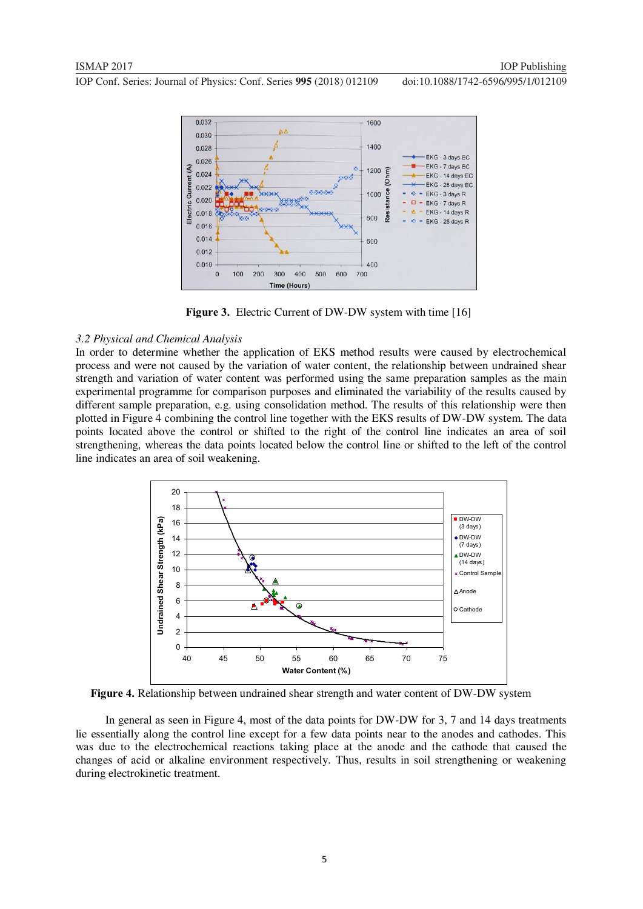Figure 3. Electric Current of DW-DW system with time [16]

### 3.2 Physical and Chemical Analysis

In order to determine whether the application of EKS method results were caused by electrochemical process and were not caused by the variation of water content, the relationship between undrained shear strength and variation of water content was performed using the same preparation samples as the main experimental programme for comparison purposes and eliminated the variability of the results caused by different sample preparation, e.g. using consolidation method. The results of this relationship were then plotted in Figure 4 combining the control line together with the EKS results of DW-DW system. The data points located above the control or shifted to the right of the control line indicates an area of soil strengthening, whereas the data points located below the control line or shifted to the left of the control line indicates an area of soil weakening.

Figure 4. Relationship between undrained shear strength and water content of DW-DW system

In general as seen in Figure 4, most of the data points for DW-DW for 3, 7 and 14 days treatments lie essentially along the control line except for a few data points near to the anodes and cathodes. This was due to the electrochemical reactions taking place at the anode and the cathode that caused the changes of acid or alkaline environment respectively. Thus, results in soil strengthening or weakening during electrokinetic treatment.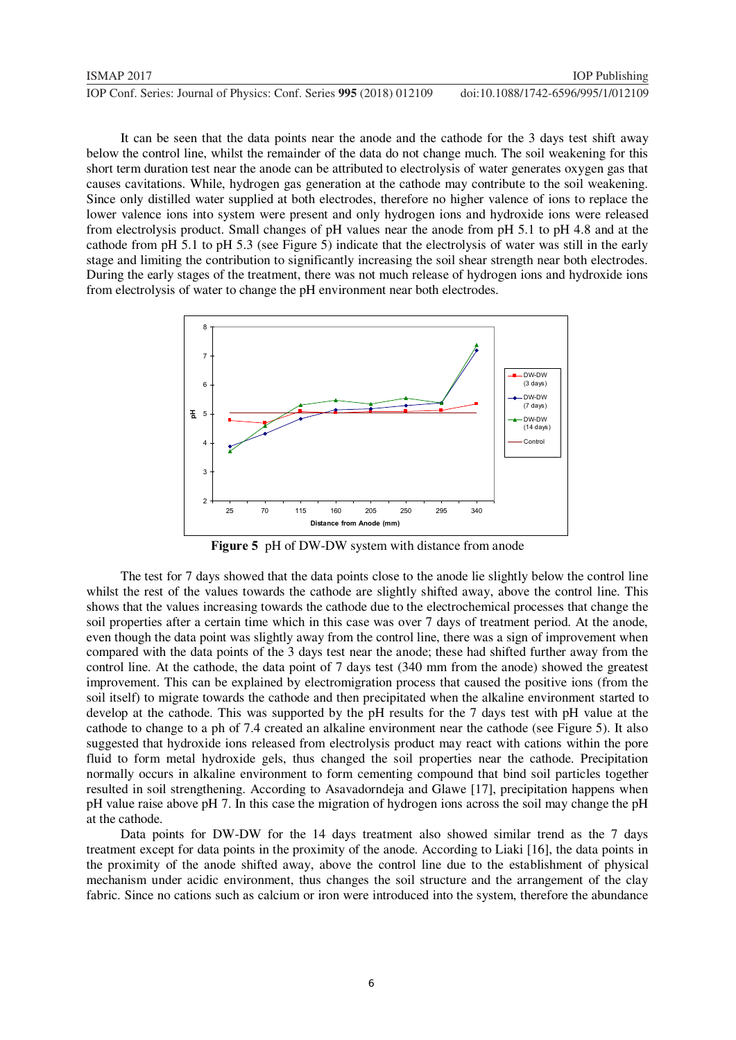It can be seen that the data points near the anode and the cathode for the 3 days test shift away below the control line, whilst the remainder of the data do not change much. The soil weakening for this short term duration test near the anode can be attributed to electrolysis of water generates oxygen gas that causes cavitations. While, hydrogen gas generation at the cathode may contribute to the soil weakening. Since only distilled water supplied at both electrodes, therefore no higher valence of ions to replace the lower valence ions into system were present and only hydrogen ions and hydroxide ions were released from electrolysis product. Small changes of pH values near the anode from pH 5.1 to pH 4.8 and at the cathode from pH 5.1 to pH 5.3 (see Figure 5) indicate that the electrolysis of water was still in the early stage and limiting the contribution to significantly increasing the soil shear strength near both electrodes. During the early stages of the treatment, there was not much release of hydrogen ions and hydroxide ions from electrolysis of water to change the pH environment near both electrodes.

**Figure 5** pH of DW-DW system with distance from anode

The test for 7 days showed that the data points close to the anode lie slightly below the control line whilst the rest of the values towards the cathode are slightly shifted away, above the control line. This shows that the values increasing towards the cathode due to the electrochemical processes that change the soil properties after a certain time which in this case was over 7 days of treatment period. At the anode, even though the data point was slightly away from the control line, there was a sign of improvement when compared with the data points of the 3 days test near the anode; these had shifted further away from the control line. At the cathode, the data point of 7 days test (340 mm from the anode) showed the greatest improvement. This can be explained by electromigration process that caused the positive ions (from the soil itself) to migrate towards the cathode and then precipitated when the alkaline environment started to develop at the cathode. This was supported by the pH results for the 7 days test with pH value at the cathode to change to a ph of 7.4 created an alkaline environment near the cathode (see Figure 5). It also suggested that hydroxide ions released from electrolysis product may react with cations within the pore fluid to form metal hydroxide gels, thus changed the soil properties near the cathode. Precipitation normally occurs in alkaline environment to form cementing compound that bind soil particles together resulted in soil strengthening. According to Asavadorndeja and Glawe [17], precipitation happens when pH value raise above pH 7. In this case the migration of hydrogen ions across the soil may change the pH at the cathode.

Data points for DW-DW for the 14 days treatment also showed similar trend as the 7 days treatment except for data points in the proximity of the anode. According to Liaki [16], the data points in the proximity of the anode shifted away, above the control line due to the establishment of physical mechanism under acidic environment, thus changes the soil structure and the arrangement of the clay fabric. Since no cations such as calcium or iron were introduced into the system, therefore the abundance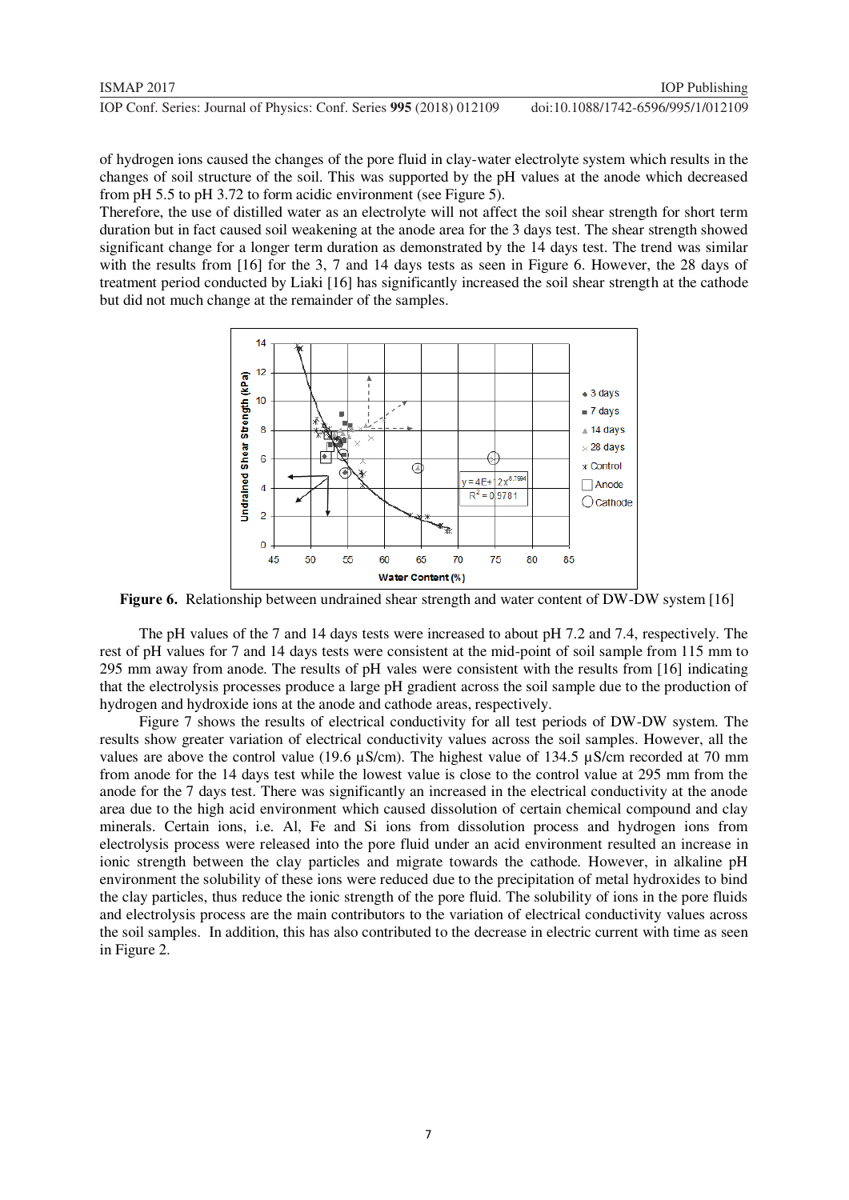of hydrogen ions caused the changes of the pore fluid in clay-water electrolyte system which results in the changes of soil structure of the soil. This was supported by the pH values at the anode which decreased from pH 5.5 to pH 3.72 to form acidic environment (see Figure 5).

Therefore, the use of distilled water as an electrolyte will not affect the soil shear strength for short term duration but in fact caused soil weakening at the anode area for the 3 days test. The shear strength showed significant change for a longer term duration as demonstrated by the 14 days test. The trend was similar with the results from [16] for the 3, 7 and 14 days tests as seen in Figure 6. However, the 28 days of treatment period conducted by Liaki [16] has significantly increased the soil shear strength at the cathode but did not much change at the remainder of the samples.

**Figure 6.** Relationship between undrained shear strength and water content of DW-DW system [16]

The pH values of the 7 and 14 days tests were increased to about pH 7.2 and 7.4, respectively. The rest of pH values for 7 and 14 days tests were consistent at the mid-point of soil sample from 115 mm to 295 mm away from anode. The results of pH vales were consistent with the results from [16] indicating that the electrolysis processes produce a large pH gradient across the soil sample due to the production of hydrogen and hydroxide ions at the anode and cathode areas, respectively.

Figure 7 shows the results of electrical conductivity for all test periods of DW-DW system. The results show greater variation of electrical conductivity values across the soil samples. However, all the values are above the control value (19.6 µS/cm). The highest value of 134.5 µS/cm recorded at 70 mm from anode for the 14 days test while the lowest value is close to the control value at 295 mm from the anode for the 7 days test. There was significantly an increased in the electrical conductivity at the anode area due to the high acid environment which caused dissolution of certain chemical compound and clay minerals. Certain ions, i.e. Al, Fe and Si ions from dissolution process and hydrogen ions from electrolysis process were released into the pore fluid under an acid environment resulted an increase in ionic strength between the clay particles and migrate towards the cathode. However, in alkaline pH environment the solubility of these ions were reduced due to the precipitation of metal hydroxides to bind the clay particles, thus reduce the ionic strength of the pore fluid. The solubility of ions in the pore fluids and electrolysis process are the main contributors to the variation of electrical conductivity values across the soil samples. In addition, this has also contributed to the decrease in electric current with time as seen in Figure 2.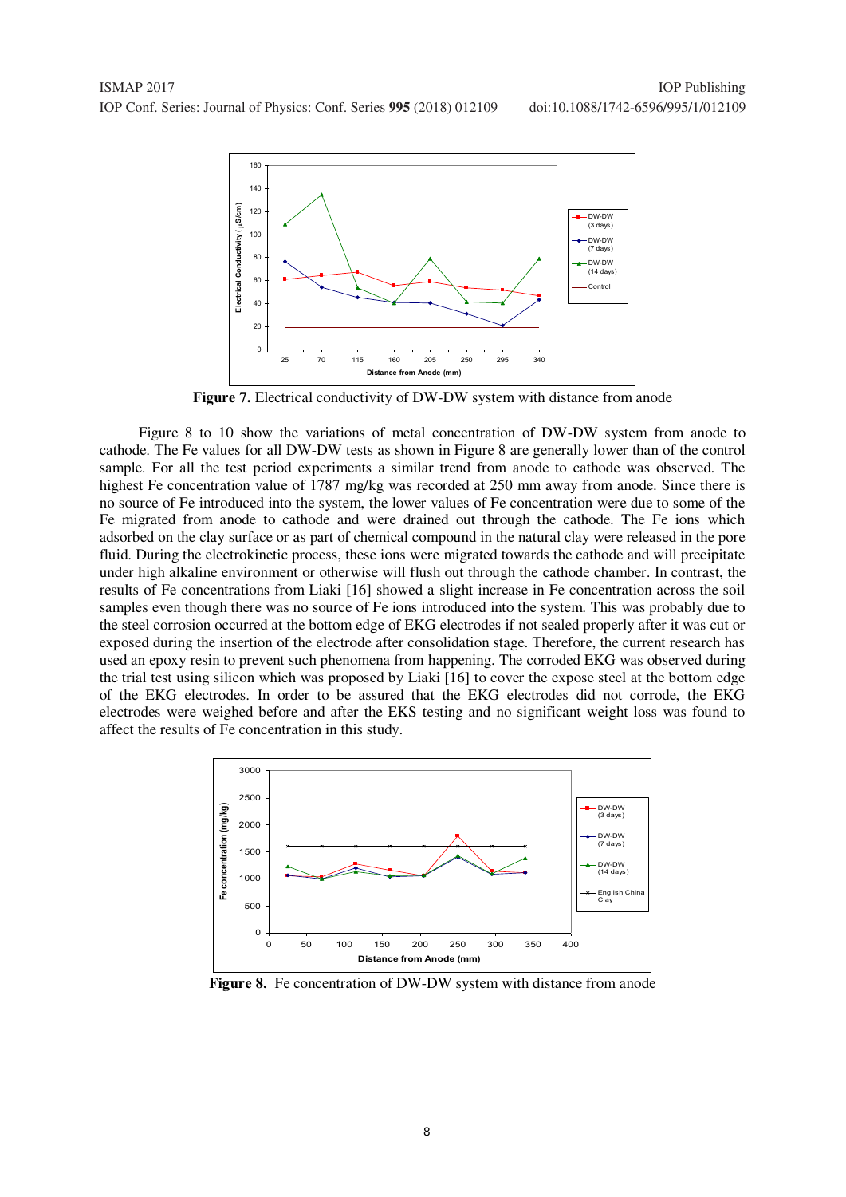**Figure 7.** Electrical conductivity of DW-DW system with distance from anode

Figure 8 to 10 show the variations of metal concentration of DW-DW system from anode to cathode. The Fe values for all DW-DW tests as shown in Figure 8 are generally lower than of the control sample. For all the test period experiments a similar trend from anode to cathode was observed. The highest Fe concentration value of 1787 mg/kg was recorded at 250 mm away from anode. Since there is no source of Fe introduced into the system, the lower values of Fe concentration were due to some of the Fe migrated from anode to cathode and were drained out through the cathode. The Fe ions which adsorbed on the clay surface or as part of chemical compound in the natural clay were released in the pore fluid. During the electrokinetic process, these ions were migrated towards the cathode and will precipitate under high alkaline environment or otherwise will flush out through the cathode chamber. In contrast, the results of Fe concentrations from Liaki [16] showed a slight increase in Fe concentration across the soil samples even though there was no source of Fe ions introduced into the system. This was probably due to the steel corrosion occurred at the bottom edge of EKG electrodes if not sealed properly after it was cut or exposed during the insertion of the electrode after consolidation stage. Therefore, the current research has used an epoxy resin to prevent such phenomena from happening. The corroded EKG was observed during the trial test using silicon which was proposed by Liaki [16] to cover the expose steel at the bottom edge of the EKG electrodes. In order to be assured that the EKG electrodes did not corrode, the EKG electrodes were weighed before and after the EKS testing and no significant weight loss was found to affect the results of Fe concentration in this study.

**Figure 8.** Fe concentration of DW-DW system with distance from anode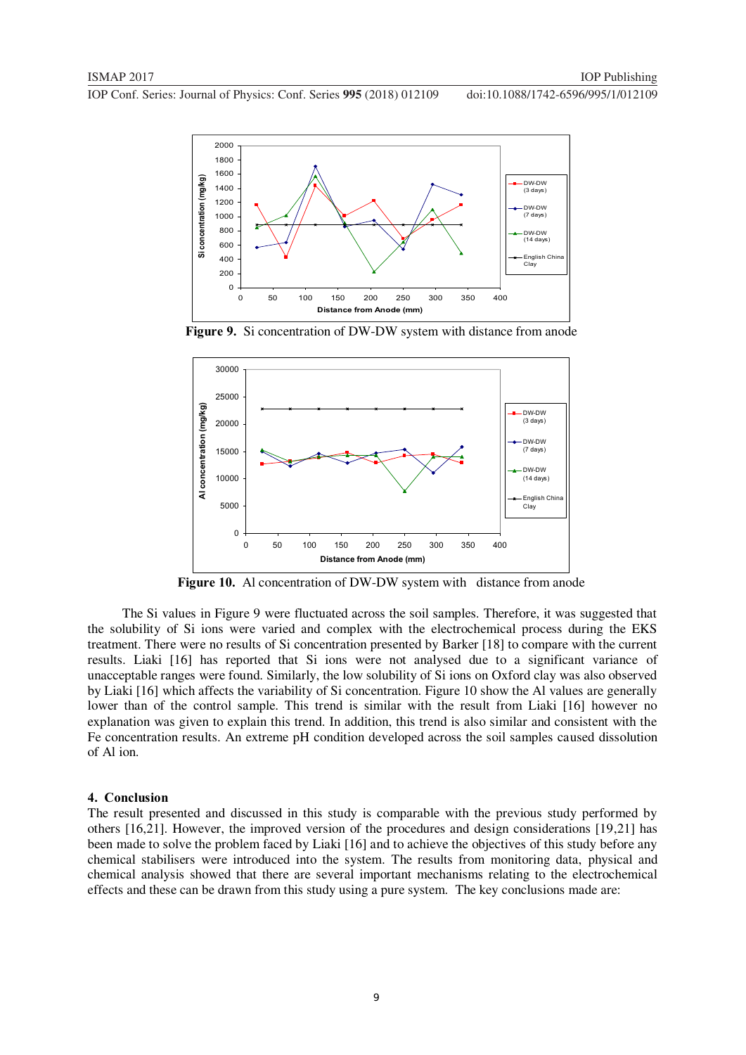**Figure 9.** Si concentration of DW-DW system with distance from anode

**Figure 10.** Al concentration of DW-DW system with distance from anode

The Si values in Figure 9 were fluctuated across the soil samples. Therefore, it was suggested that the solubility of Si ions were varied and complex with the electrochemical process during the EKS treatment. There were no results of Si concentration presented by Barker [18] to compare with the current results. Liaki [16] has reported that Si ions were not analysed due to a significant variance of unacceptable ranges were found. Similarly, the low solubility of Si ions on Oxford clay was also observed by Liaki [16] which affects the variability of Si concentration. Figure 10 show the Al values are generally lower than of the control sample. This trend is similar with the result from Liaki [16] however no explanation was given to explain this trend. In addition, this trend is also similar and consistent with the Fe concentration results. An extreme pH condition developed across the soil samples caused dissolution of Al ion.

## 4. Conclusion

The result presented and discussed in this study is comparable with the previous study performed by others [16,21]. However, the improved version of the procedures and design considerations [19,21] has been made to solve the problem faced by Liaki [16] and to achieve the objectives of this study before any chemical stabilisers were introduced into the system. The results from monitoring data, physical and chemical analysis showed that there are several important mechanisms relating to the electrochemical effects and these can be drawn from this study using a pure system. The key conclusions made are: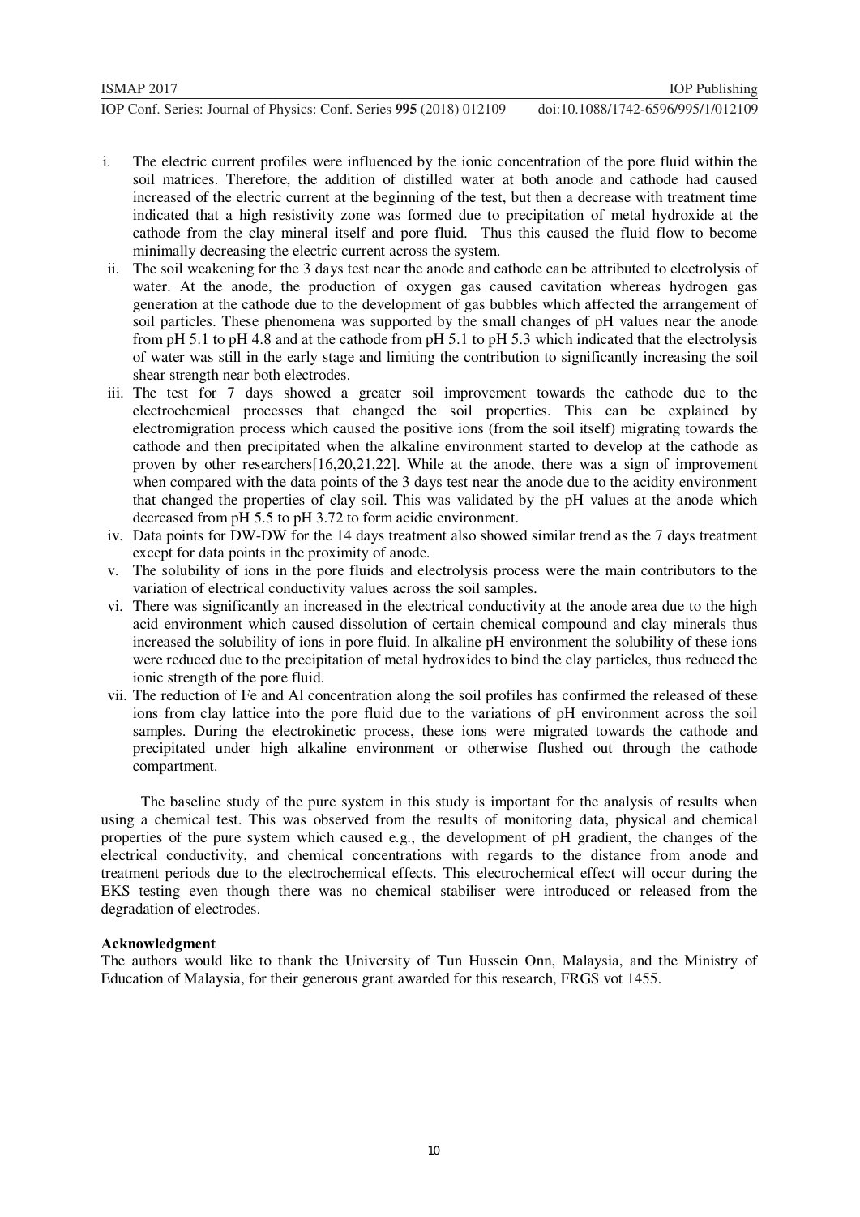i. The electric current profiles were influenced by the ionic concentration of the pore fluid within the soil matrices. Therefore, the addition of distilled water at both anode and cathode had caused increased of the electric current at the beginning of the test, but then a decrease with treatment time indicated that a high resistivity zone was formed due to precipitation of metal hydroxide at the cathode from the clay mineral itself and pore fluid. Thus this caused the fluid flow to become minimally decreasing the electric current across the system.
ii. The soil weakening for the 3 days test near the anode and cathode can be attributed to electrolysis of water. At the anode, the production of oxygen gas caused cavitation whereas hydrogen gas generation at the cathode due to the development of gas bubbles which affected the arrangement of soil particles. These phenomena was supported by the small changes of pH values near the anode from pH 5.1 to pH 4.8 and at the cathode from pH 5.1 to pH 5.3 which indicated that the electrolysis of water was still in the early stage and limiting the contribution to significantly increasing the soil shear strength near both electrodes.
iii. The test for 7 days showed a greater soil improvement towards the cathode due to the electrochemical processes that changed the soil properties. This can be explained by electromigration process which caused the positive ions (from the soil itself) migrating towards the cathode and then precipitated when the alkaline environment started to develop at the cathode as proven by other researchers[16,20,21,22]. While at the anode, there was a sign of improvement when compared with the data points of the 3 days test near the anode due to the acidity environment that changed the properties of clay soil. This was validated by the pH values at the anode which decreased from pH 5.5 to pH 3.72 to form acidic environment.
iv. Data points for DW-DW for the 14 days treatment also showed similar trend as the 7 days treatment except for data points in the proximity of anode.
v. The solubility of ions in the pore fluids and electrolysis process were the main contributors to the variation of electrical conductivity values across the soil samples.
vi. There was significantly an increased in the electrical conductivity at the anode area due to the high acid environment which caused dissolution of certain chemical compound and clay minerals thus increased the solubility of ions in pore fluid. In alkaline pH environment the solubility of these ions were reduced due to the precipitation of metal hydroxides to bind the clay particles, thus reduced the ionic strength of the pore fluid.
vii. The reduction of Fe and Al concentration along the soil profiles has confirmed the released of these ions from clay lattice into the pore fluid due to the variations of pH environment across the soil samples. During the electrokinetic process, these ions were migrated towards the cathode and precipitated under high alkaline environment or otherwise flushed out through the cathode compartment.

The baseline study of the pure system in this study is important for the analysis of results when using a chemical test. This was observed from the results of monitoring data, physical and chemical properties of the pure system which caused e.g., the development of pH gradient, the changes of the electrical conductivity, and chemical concentrations with regards to the distance from anode and treatment periods due to the electrochemical effects. This electrochemical effect will occur during the EKS testing even though there was no chemical stabiliser were introduced or released from the degradation of electrodes.

**Acknowledgment**

The authors would like to thank the University of Tun Hussein Onn, Malaysia, and the Ministry of Education of Malaysia, for their generous grant awarded for this research, FRGS vot 1455.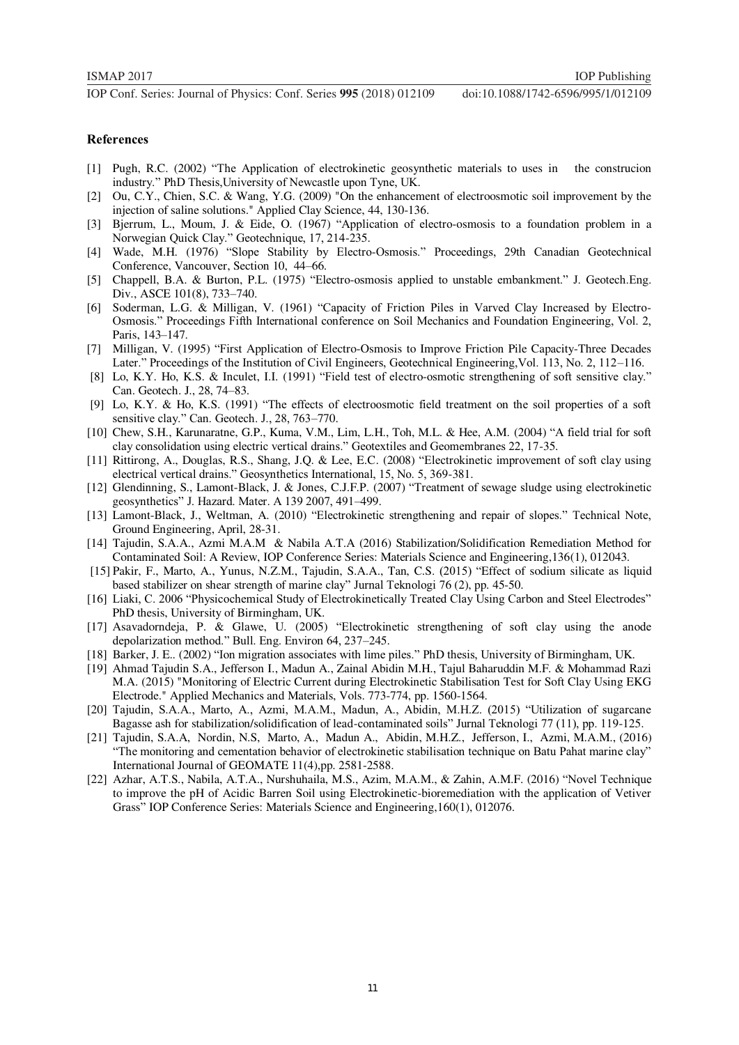## References

[1] Pugh, R.C. (2002) "The Application of electrokinetic geosynthetic materials to uses in the construcion industry." PhD Thesis,University of Newcastle upon Tyne, UK.

[2] Ou, C.Y., Chien, S.C. & Wang, Y.G. (2009) "On the enhancement of electroosmotic soil improvement by the injection of saline solutions." Applied Clay Science, 44, 130-136.

[3] Bjerrum, L., Moum, J. & Eide, O. (1967) "Application of electro-osmosis to a foundation problem in a Norwegian Quick Clay." Geotechnique, 17, 214-235.

[4] Wade, M.H. (1976) "Slope Stability by Electro-Osmosis." Proceedings, 29th Canadian Geotechnical Conference, Vancouver, Section 10, 44–66.

[5] Chappell, B.A. & Burton, P.L. (1975) "Electro-osmosis applied to unstable embankment." J. Geotech.Eng. Div., ASCE 101(8), 733–740.

[6] Soderman, L.G. & Milligan, V. (1961) "Capacity of Friction Piles in Varved Clay Increased by Electro-Osmosis." Proceedings Fifth International conference on Soil Mechanics and Foundation Engineering, Vol. 2, Paris, 143–147.

[7] Milligan, V. (1995) "First Application of Electro-Osmosis to Improve Friction Pile Capacity-Three Decades Later." Proceedings of the Institution of Civil Engineers, Geotechnical Engineering,Vol. 113, No. 2, 112–116.

[8] Lo, K.Y. Ho, K.S. & Inculet, I.I. (1991) "Field test of electro-osmotic strengthening of soft sensitive clay." Can. Geotech. J., 28, 74–83.

[9] Lo, K.Y. & Ho, K.S. (1991) "The effects of electroosmotic field treatment on the soil properties of a soft sensitive clay." Can. Geotech. J., 28, 763–770.

[10] Chew, S.H., Karunaratne, G.P., Kuma, V.M., Lim, L.H., Toh, M.L. & Hee, A.M. (2004) "A field trial for soft clay consolidation using electric vertical drains." Geotextiles and Geomembranes 22, 17-35.

[11] Rittirong, A., Douglas, R.S., Shang, J.Q. & Lee, E.C. (2008) "Electrokinetic improvement of soft clay using electrical vertical drains." Geosynthetics International, 15, No. 5, 369-381.

[12] Glendinning, S., Lamont-Black, J. & Jones, C.J.F.P. (2007) "Treatment of sewage sludge using electrokinetic geosynthetics" J. Hazard. Mater. A 139 2007, 491–499.

[13] Lamont-Black, J., Weltman, A. (2010) "Electrokinetic strengthening and repair of slopes." Technical Note, Ground Engineering, April, 28-31.

[14] Tajudin, S.A.A., Azmi M.A.M & Nabila A.T.A (2016) Stabilization/Solidification Remediation Method for Contaminated Soil: A Review, IOP Conference Series: Materials Science and Engineering,136(1), 012043.

[15] Pakir, F., Marto, A., Yunus, N.Z.M., Tajudin, S.A.A., Tan, C.S. (2015) "Effect of sodium silicate as liquid based stabilizer on shear strength of marine clay" Jurnal Teknologi 76 (2), pp. 45-50.

[16] Liaki, C. 2006 "Physicochemical Study of Electrokinetically Treated Clay Using Carbon and Steel Electrodes" PhD thesis, University of Birmingham, UK.

[17] Asavadorndeja, P. & Glawe, U. (2005) "Electrokinetic strengthening of soft clay using the anode depolarization method." Bull. Eng. Environ 64, 237–245.

[18] Barker, J. E.. (2002) "Ion migration associates with lime piles." PhD thesis, University of Birmingham, UK.

[19] Ahmad Tajudin S.A., Jefferson I., Madun A., Zainal Abidin M.H., Tajul Baharuddin M.F. & Mohammad Razi M.A. (2015) "Monitoring of Electric Current during Electrokinetic Stabilisation Test for Soft Clay Using EKG Electrode." Applied Mechanics and Materials, Vols. 773-774, pp. 1560-1564.

[20] Tajudin, S.A.A., Marto, A., Azmi, M.A.M., Madun, A., Abidin, M.H.Z. (2015) "Utilization of sugarcane Bagasse ash for stabilization/solidification of lead-contaminated soils" Jurnal Teknologi 77 (11), pp. 119-125.

[21] Tajudin, S.A.A, Nordin, N.S, Marto, A., Madun A., Abidin, M.H.Z., Jefferson, I., Azmi, M.A.M., (2016) "The monitoring and cementation behavior of electrokinetic stabilisation technique on Batu Pahat marine clay" International Journal of GEOMATE 11(4),pp. 2581-2588.

[22] Azhar, A.T.S., Nabila, A.T.A., Nurshuhaila, M.S., Azim, M.A.M., & Zahin, A.M.F. (2016) "Novel Technique to improve the pH of Acidic Barren Soil using Electrokinetic-bioremediation with the application of Vetiver Grass" IOP Conference Series: Materials Science and Engineering,160(1), 012076.